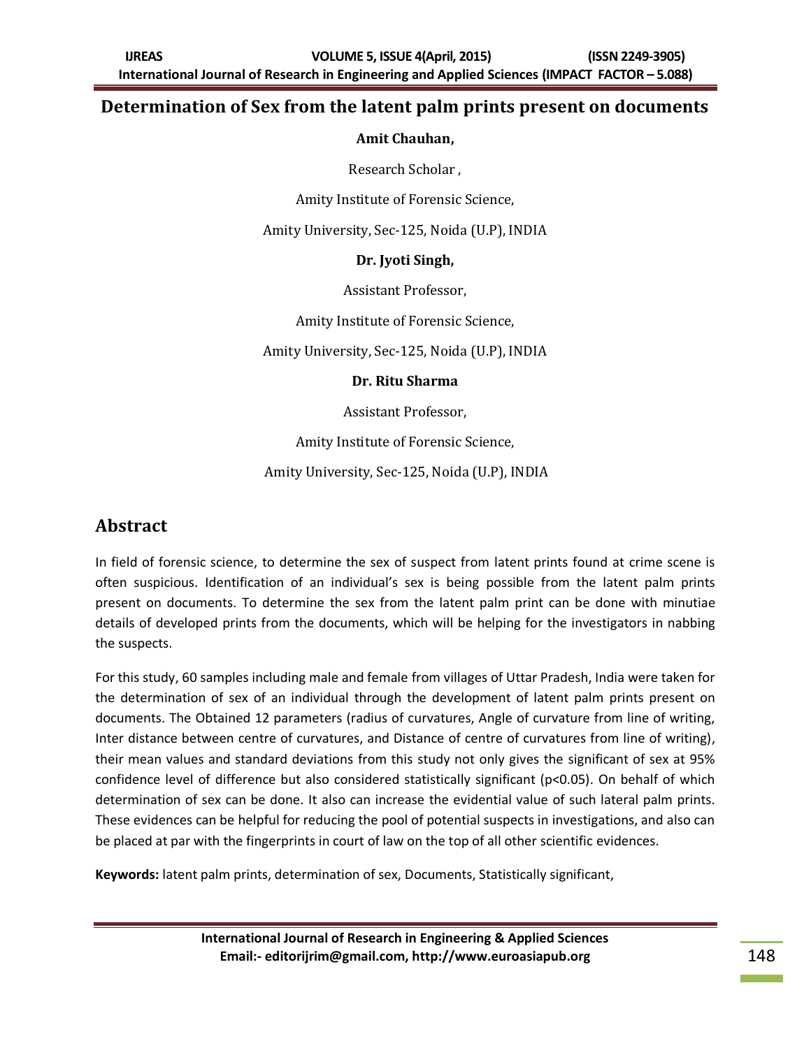# Determination of Sex from the latent palm prints present on documents

**Amit Chauhan,**

Research Scholar ,

Amity Institute of Forensic Science,

Amity University, Sec-125, Noida (U.P), INDIA

**Dr. Jyoti Singh,**

Assistant Professor,

Amity Institute of Forensic Science,

Amity University, Sec-125, Noida (U.P), INDIA

**Dr. Ritu Sharma**

Assistant Professor,

Amity Institute of Forensic Science,

Amity University, Sec-125, Noida (U.P), INDIA

## Abstract

In field of forensic science, to determine the sex of suspect from latent prints found at crime scene is often suspicious. Identification of an individual's sex is being possible from the latent palm prints present on documents. To determine the sex from the latent palm print can be done with minutiae details of developed prints from the documents, which will be helping for the investigators in nabbing the suspects.

For this study, 60 samples including male and female from villages of Uttar Pradesh, India were taken for the determination of sex of an individual through the development of latent palm prints present on documents. The Obtained 12 parameters (radius of curvatures, Angle of curvature from line of writing, Inter distance between centre of curvatures, and Distance of centre of curvatures from line of writing), their mean values and standard deviations from this study not only gives the significant of sex at 95% confidence level of difference but also considered statistically significant ($p<0.05$). On behalf of which determination of sex can be done. It also can increase the evidential value of such lateral palm prints. These evidences can be helpful for reducing the pool of potential suspects in investigations, and also can be placed at par with the fingerprints in court of law on the top of all other scientific evidences.

**Keywords:** latent palm prints, determination of sex, Documents, Statistically significant,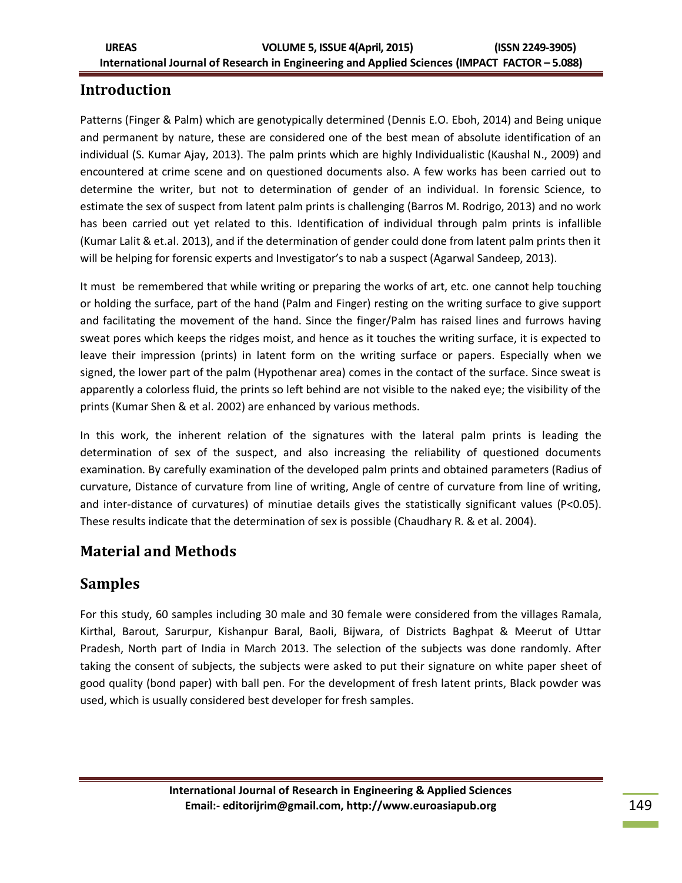## Introduction

Patterns (Finger & Palm) which are genotypically determined (Dennis E.O. Eboh, 2014) and Being unique and permanent by nature, these are considered one of the best mean of absolute identification of an individual (S. Kumar Ajay, 2013). The palm prints which are highly Individualistic (Kaushal N., 2009) and encountered at crime scene and on questioned documents also. A few works has been carried out to determine the writer, but not to determination of gender of an individual. In forensic Science, to estimate the sex of suspect from latent palm prints is challenging (Barros M. Rodrigo, 2013) and no work has been carried out yet related to this. Identification of individual through palm prints is infallible (Kumar Lalit & et.al. 2013), and if the determination of gender could done from latent palm prints then it will be helping for forensic experts and Investigator's to nab a suspect (Agarwal Sandeep, 2013).

It must be remembered that while writing or preparing the works of art, etc. one cannot help touching or holding the surface, part of the hand (Palm and Finger) resting on the writing surface to give support and facilitating the movement of the hand. Since the finger/Palm has raised lines and furrows having sweat pores which keeps the ridges moist, and hence as it touches the writing surface, it is expected to leave their impression (prints) in latent form on the writing surface or papers. Especially when we signed, the lower part of the palm (Hypothenar area) comes in the contact of the surface. Since sweat is apparently a colorless fluid, the prints so left behind are not visible to the naked eye; the visibility of the prints (Kumar Shen & et al. 2002) are enhanced by various methods.

In this work, the inherent relation of the signatures with the lateral palm prints is leading the determination of sex of the suspect, and also increasing the reliability of questioned documents examination. By carefully examination of the developed palm prints and obtained parameters (Radius of curvature, Distance of curvature from line of writing, Angle of centre of curvature from line of writing, and inter-distance of curvatures) of minutiae details gives the statistically significant values ($P<0.05$). These results indicate that the determination of sex is possible (Chaudhary R. & et al. 2004).

## Material and Methods

## Samples

For this study, 60 samples including 30 male and 30 female were considered from the villages Ramala, Kirthal, Barout, Sarurpur, Kishanpur Baral, Baoli, Bijwara, of Districts Baghpat & Meerut of Uttar Pradesh, North part of India in March 2013. The selection of the subjects was done randomly. After taking the consent of subjects, the subjects were asked to put their signature on white paper sheet of good quality (bond paper) with ball pen. For the development of fresh latent prints, Black powder was used, which is usually considered best developer for fresh samples.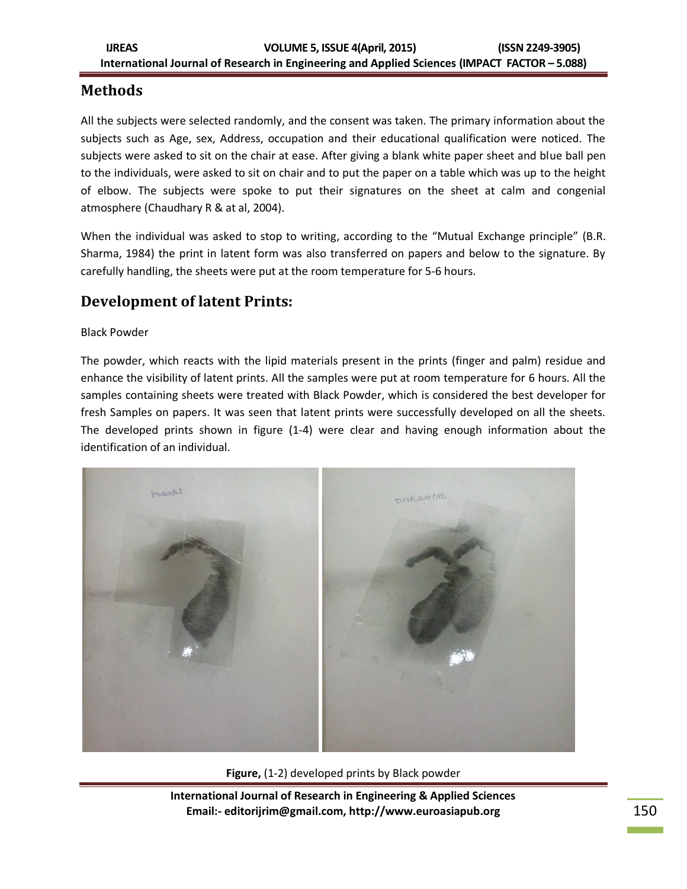## Methods

All the subjects were selected randomly, and the consent was taken. The primary information about the subjects such as Age, sex, Address, occupation and their educational qualification were noticed. The subjects were asked to sit on the chair at ease. After giving a blank white paper sheet and blue ball pen to the individuals, were asked to sit on chair and to put the paper on a table which was up to the height of elbow. The subjects were spoke to put their signatures on the sheet at calm and congenial atmosphere (Chaudhary R & at al, 2004).

When the individual was asked to stop to writing, according to the "Mutual Exchange principle" (B.R. Sharma, 1984) the print in latent form was also transferred on papers and below to the signature. By carefully handling, the sheets were put at the room temperature for 5-6 hours.

## Development of latent Prints:

Black Powder

The powder, which reacts with the lipid materials present in the prints (finger and palm) residue and enhance the visibility of latent prints. All the samples were put at room temperature for 6 hours. All the samples containing sheets were treated with Black Powder, which is considered the best developer for fresh Samples on papers. It was seen that latent prints were successfully developed on all the sheets. The developed prints shown in figure (1-4) were clear and having enough information about the identification of an individual.

**Figure,** (1-2) developed prints by Black powder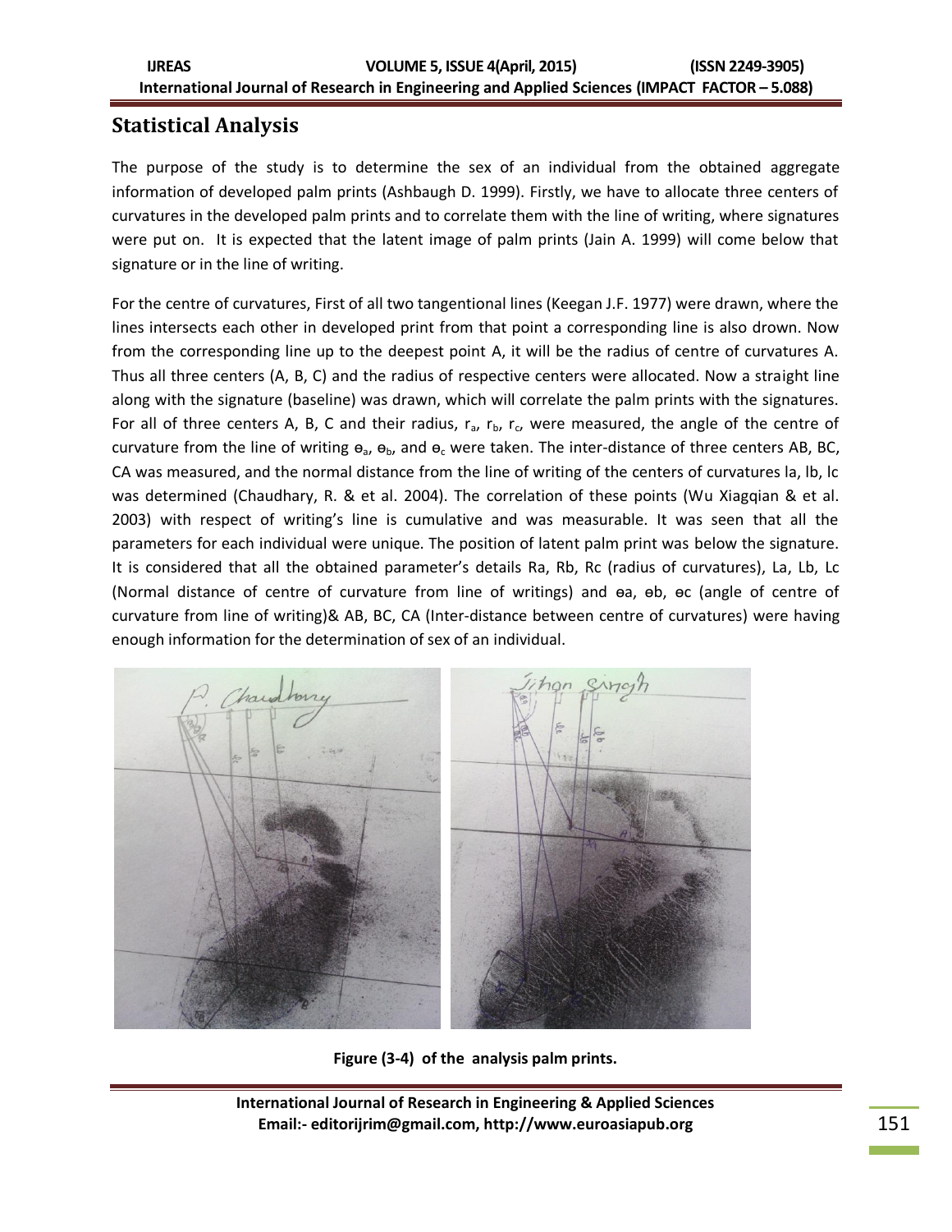## Statistical Analysis

The purpose of the study is to determine the sex of an individual from the obtained aggregate information of developed palm prints (Ashbaugh D. 1999). Firstly, we have to allocate three centers of curvatures in the developed palm prints and to correlate them with the line of writing, where signatures were put on. It is expected that the latent image of palm prints (Jain A. 1999) will come below that signature or in the line of writing.

For the centre of curvatures, First of all two tangentional lines (Keegan J.F. 1977) were drawn, where the lines intersects each other in developed print from that point a corresponding line is also drown. Now from the corresponding line up to the deepest point A, it will be the radius of centre of curvatures A. Thus all three centers (A, B, C) and the radius of respective centers were allocated. Now a straight line along with the signature (baseline) was drawn, which will correlate the palm prints with the signatures. For all of three centers A, B, C and their radius, $r_a$, $r_b$, $r_c$, were measured, the angle of the centre of curvature from the line of writing $\theta_a$, $\theta_b$, and $\theta_c$ were taken. The inter-distance of three centers AB, BC, CA was measured, and the normal distance from the line of writing of the centers of curvatures la, lb, lc was determined (Chaudhary, R. & et al. 2004). The correlation of these points (Wu Xiagqian & et al. 2003) with respect of writing's line is cumulative and was measurable. It was seen that all the parameters for each individual were unique. The position of latent palm print was below the signature. It is considered that all the obtained parameter's details Ra, Rb, Rc (radius of curvatures), La, Lb, Lc (Normal distance of centre of curvature from line of writings) and θa, θb, θc (angle of centre of curvature from line of writing)& AB, BC, CA (Inter-distance between centre of curvatures) were having enough information for the determination of sex of an individual.

**Figure (3-4) of the analysis palm prints.**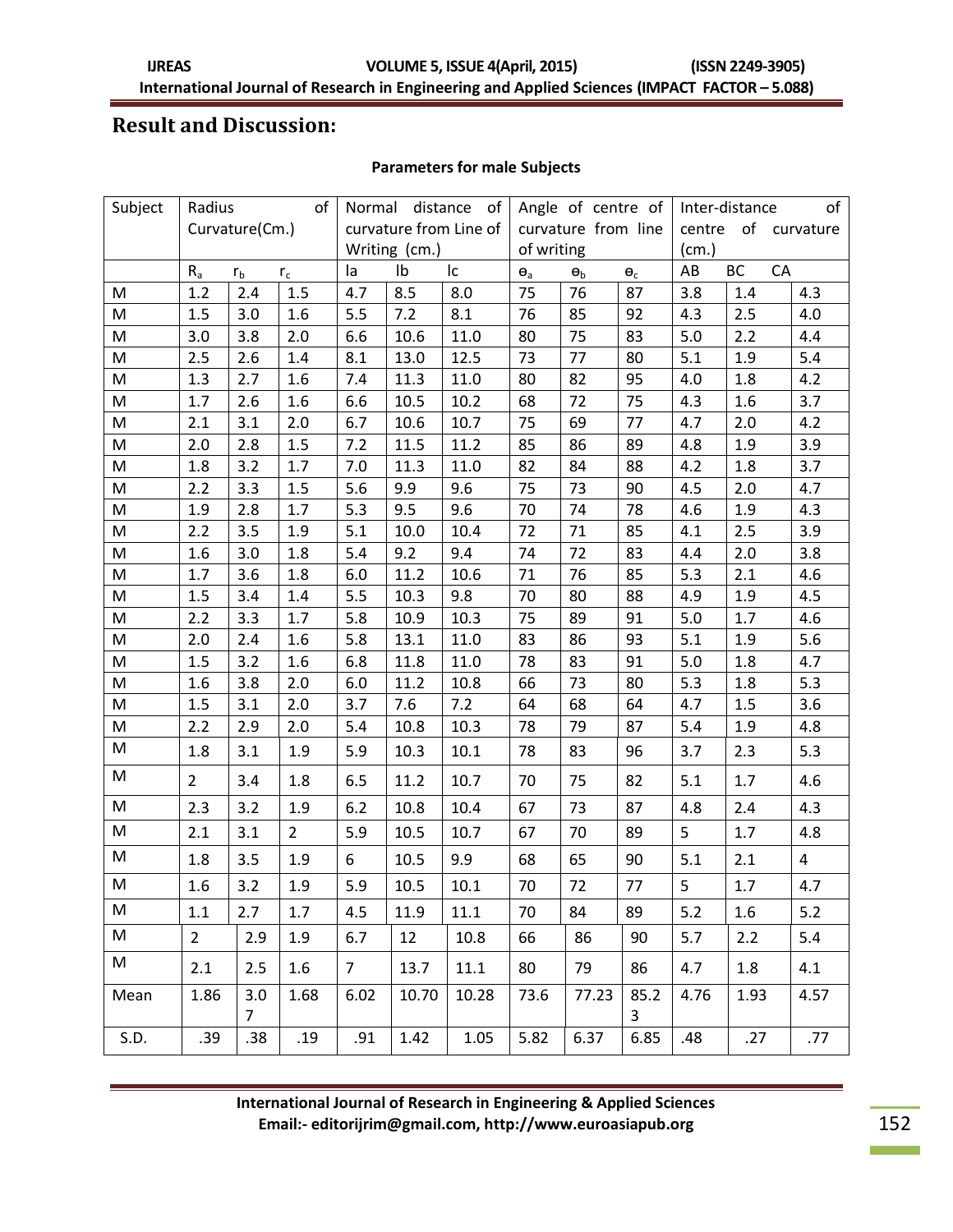## Result and Discussion:

**Parameters for male Subjects**

| Subject | Radius of Curvature(Cm.) | | | Normal distance of curvature from Line of Writing (cm.) | | | Angle of centre of curvature from line of writing | | | Inter-distance of centre of curvature (cm.) | | |
|---|---|---|---|---|---|---|---|---|---|---|---|---|
| | $R_a$ | $r_b$ | $r_c$ | la | lb | lc | $\theta_a$ | $\theta_b$ | $\theta_c$ | AB | BC | CA |
| M | 1.2 | 2.4 | 1.5 | 4.7 | 8.5 | 8.0 | 75 | 76 | 87 | 3.8 | 1.4 | 4.3 |
| M | 1.5 | 3.0 | 1.6 | 5.5 | 7.2 | 8.1 | 76 | 85 | 92 | 4.3 | 2.5 | 4.0 |
| M | 3.0 | 3.8 | 2.0 | 6.6 | 10.6 | 11.0 | 80 | 75 | 83 | 5.0 | 2.2 | 4.4 |
| M | 2.5 | 2.6 | 1.4 | 8.1 | 13.0 | 12.5 | 73 | 77 | 80 | 5.1 | 1.9 | 5.4 |
| M | 1.3 | 2.7 | 1.6 | 7.4 | 11.3 | 11.0 | 80 | 82 | 95 | 4.0 | 1.8 | 4.2 |
| M | 1.7 | 2.6 | 1.6 | 6.6 | 10.5 | 10.2 | 68 | 72 | 75 | 4.3 | 1.6 | 3.7 |
| M | 2.1 | 3.1 | 2.0 | 6.7 | 10.6 | 10.7 | 75 | 69 | 77 | 4.7 | 2.0 | 4.2 |
| M | 2.0 | 2.8 | 1.5 | 7.2 | 11.5 | 11.2 | 85 | 86 | 89 | 4.8 | 1.9 | 3.9 |
| M | 1.8 | 3.2 | 1.7 | 7.0 | 11.3 | 11.0 | 82 | 84 | 88 | 4.2 | 1.8 | 3.7 |
| M | 2.2 | 3.3 | 1.5 | 5.6 | 9.9 | 9.6 | 75 | 73 | 90 | 4.5 | 2.0 | 4.7 |
| M | 1.9 | 2.8 | 1.7 | 5.3 | 9.5 | 9.6 | 70 | 74 | 78 | 4.6 | 1.9 | 4.3 |
| M | 2.2 | 3.5 | 1.9 | 5.1 | 10.0 | 10.4 | 72 | 71 | 85 | 4.1 | 2.5 | 3.9 |
| M | 1.6 | 3.0 | 1.8 | 5.4 | 9.2 | 9.4 | 74 | 72 | 83 | 4.4 | 2.0 | 3.8 |
| M | 1.7 | 3.6 | 1.8 | 6.0 | 11.2 | 10.6 | 71 | 76 | 85 | 5.3 | 2.1 | 4.6 |
| M | 1.5 | 3.4 | 1.4 | 5.5 | 10.3 | 9.8 | 70 | 80 | 88 | 4.9 | 1.9 | 4.5 |
| M | 2.2 | 3.3 | 1.7 | 5.8 | 10.9 | 10.3 | 75 | 89 | 91 | 5.0 | 1.7 | 4.6 |
| M | 2.0 | 2.4 | 1.6 | 5.8 | 13.1 | 11.0 | 83 | 86 | 93 | 5.1 | 1.9 | 5.6 |
| M | 1.5 | 3.2 | 1.6 | 6.8 | 11.8 | 11.0 | 78 | 83 | 91 | 5.0 | 1.8 | 4.7 |
| M | 1.6 | 3.8 | 2.0 | 6.0 | 11.2 | 10.8 | 66 | 73 | 80 | 5.3 | 1.8 | 5.3 |
| M | 1.5 | 3.1 | 2.0 | 3.7 | 7.6 | 7.2 | 64 | 68 | 64 | 4.7 | 1.5 | 3.6 |
| M | 2.2 | 2.9 | 2.0 | 5.4 | 10.8 | 10.3 | 78 | 79 | 87 | 5.4 | 1.9 | 4.8 |
| M | 1.8 | 3.1 | 1.9 | 5.9 | 10.3 | 10.1 | 78 | 83 | 96 | 3.7 | 2.3 | 5.3 |
| M | 2 | 3.4 | 1.8 | 6.5 | 11.2 | 10.7 | 70 | 75 | 82 | 5.1 | 1.7 | 4.6 |
| M | 2.3 | 3.2 | 1.9 | 6.2 | 10.8 | 10.4 | 67 | 73 | 87 | 4.8 | 2.4 | 4.3 |
| M | 2.1 | 3.1 | 2 | 5.9 | 10.5 | 10.7 | 67 | 70 | 89 | 5 | 1.7 | 4.8 |
| M | 1.8 | 3.5 | 1.9 | 6 | 10.5 | 9.9 | 68 | 65 | 90 | 5.1 | 2.1 | 4 |
| M | 1.6 | 3.2 | 1.9 | 5.9 | 10.5 | 10.1 | 70 | 72 | 77 | 5 | 1.7 | 4.7 |
| M | 1.1 | 2.7 | 1.7 | 4.5 | 11.9 | 11.1 | 70 | 84 | 89 | 5.2 | 1.6 | 5.2 |
| M | 2 | 2.9 | 1.9 | 6.7 | 12 | 10.8 | 66 | 86 | 90 | 5.7 | 2.2 | 5.4 |
| M | 2.1 | 2.5 | 1.6 | 7 | 13.7 | 11.1 | 80 | 79 | 86 | 4.7 | 1.8 | 4.1 |
| Mean | 1.86 | 3.07 | 1.68 | 6.02 | 10.70 | 10.28 | 73.6 | 77.23 | 85.23 | 4.76 | 1.93 | 4.57 |
| S.D. | .39 | .38 | .19 | .91 | 1.42 | 1.05 | 5.82 | 6.37 | 6.85 | .48 | .27 | .77 |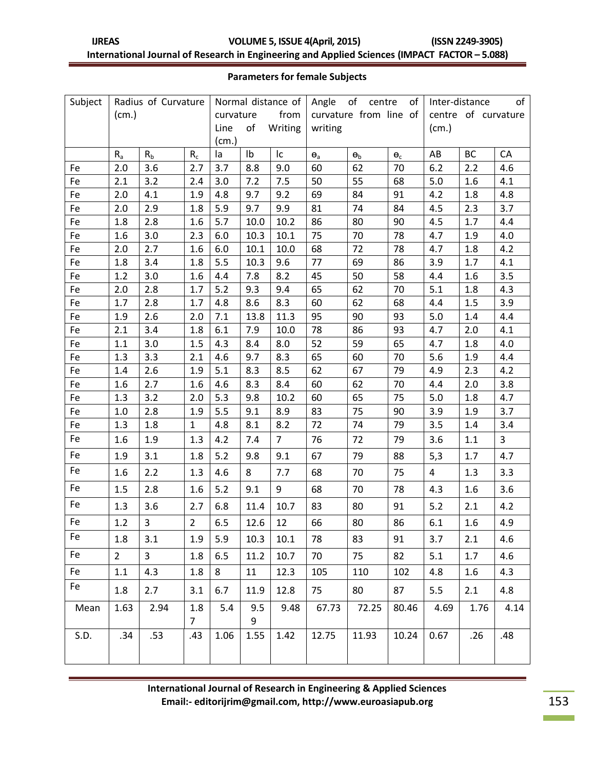**Parameters for female Subjects**

| Subject | Radius of Curvature (cm.) | | | Normal distance of curvature from Line of Writing (cm.) | | | Angle of centre of curvature from line of writing | | | Inter-distance of centre of curvature (cm.) | | |
|---|---|---|---|---|---|---|---|---|---|---|---|---|
| | $R_a$ | $R_b$ | $R_c$ | la | lb | lc | $\theta_a$ | $\theta_b$ | $\theta_c$ | AB | BC | CA |
| Fe | 2.0 | 3.6 | 2.7 | 3.7 | 8.8 | 9.0 | 60 | 62 | 70 | 6.2 | 2.2 | 4.6 |
| Fe | 2.1 | 3.2 | 2.4 | 3.0 | 7.2 | 7.5 | 50 | 55 | 68 | 5.0 | 1.6 | 4.1 |
| Fe | 2.0 | 4.1 | 1.9 | 4.8 | 9.7 | 9.2 | 69 | 84 | 91 | 4.2 | 1.8 | 4.8 |
| Fe | 2.0 | 2.9 | 1.8 | 5.9 | 9.7 | 9.9 | 81 | 74 | 84 | 4.5 | 2.3 | 3.7 |
| Fe | 1.8 | 2.8 | 1.6 | 5.7 | 10.0 | 10.2 | 86 | 80 | 90 | 4.5 | 1.7 | 4.4 |
| Fe | 1.6 | 3.0 | 2.3 | 6.0 | 10.3 | 10.1 | 75 | 70 | 78 | 4.7 | 1.9 | 4.0 |
| Fe | 2.0 | 2.7 | 1.6 | 6.0 | 10.1 | 10.0 | 68 | 72 | 78 | 4.7 | 1.8 | 4.2 |
| Fe | 1.8 | 3.4 | 1.8 | 5.5 | 10.3 | 9.6 | 77 | 69 | 86 | 3.9 | 1.7 | 4.1 |
| Fe | 1.2 | 3.0 | 1.6 | 4.4 | 7.8 | 8.2 | 45 | 50 | 58 | 4.4 | 1.6 | 3.5 |
| Fe | 2.0 | 2.8 | 1.7 | 5.2 | 9.3 | 9.4 | 65 | 62 | 70 | 5.1 | 1.8 | 4.3 |
| Fe | 1.7 | 2.8 | 1.7 | 4.8 | 8.6 | 8.3 | 60 | 62 | 68 | 4.4 | 1.5 | 3.9 |
| Fe | 1.9 | 2.6 | 2.0 | 7.1 | 13.8 | 11.3 | 95 | 90 | 93 | 5.0 | 1.4 | 4.4 |
| Fe | 2.1 | 3.4 | 1.8 | 6.1 | 7.9 | 10.0 | 78 | 86 | 93 | 4.7 | 2.0 | 4.1 |
| Fe | 1.1 | 3.0 | 1.5 | 4.3 | 8.4 | 8.0 | 52 | 59 | 65 | 4.7 | 1.8 | 4.0 |
| Fe | 1.3 | 3.3 | 2.1 | 4.6 | 9.7 | 8.3 | 65 | 60 | 70 | 5.6 | 1.9 | 4.4 |
| Fe | 1.4 | 2.6 | 1.9 | 5.1 | 8.3 | 8.5 | 62 | 67 | 79 | 4.9 | 2.3 | 4.2 |
| Fe | 1.6 | 2.7 | 1.6 | 4.6 | 8.3 | 8.4 | 60 | 62 | 70 | 4.4 | 2.0 | 3.8 |
| Fe | 1.3 | 3.2 | 2.0 | 5.3 | 9.8 | 10.2 | 60 | 65 | 75 | 5.0 | 1.8 | 4.7 |
| Fe | 1.0 | 2.8 | 1.9 | 5.5 | 9.1 | 8.9 | 83 | 75 | 90 | 3.9 | 1.9 | 3.7 |
| Fe | 1.3 | 1.8 | 1 | 4.8 | 8.1 | 8.2 | 72 | 74 | 79 | 3.5 | 1.4 | 3.4 |
| Fe | 1.6 | 1.9 | 1.3 | 4.2 | 7.4 | 7 | 76 | 72 | 79 | 3.6 | 1.1 | 3 |
| Fe | 1.9 | 3.1 | 1.8 | 5.2 | 9.8 | 9.1 | 67 | 79 | 88 | 5,3 | 1.7 | 4.7 |
| Fe | 1.6 | 2.2 | 1.3 | 4.6 | 8 | 7.7 | 68 | 70 | 75 | 4 | 1.3 | 3.3 |
| Fe | 1.5 | 2.8 | 1.6 | 5.2 | 9.1 | 9 | 68 | 70 | 78 | 4.3 | 1.6 | 3.6 |
| Fe | 1.3 | 3.6 | 2.7 | 6.8 | 11.4 | 10.7 | 83 | 80 | 91 | 5.2 | 2.1 | 4.2 |
| Fe | 1.2 | 3 | 2 | 6.5 | 12.6 | 12 | 66 | 80 | 86 | 6.1 | 1.6 | 4.9 |
| Fe | 1.8 | 3.1 | 1.9 | 5.9 | 10.3 | 10.1 | 78 | 83 | 91 | 3.7 | 2.1 | 4.6 |
| Fe | 2 | 3 | 1.8 | 6.5 | 11.2 | 10.7 | 70 | 75 | 82 | 5.1 | 1.7 | 4.6 |
| Fe | 1.1 | 4.3 | 1.8 | 8 | 11 | 12.3 | 105 | 110 | 102 | 4.8 | 1.6 | 4.3 |
| Fe | 1.8 | 2.7 | 3.1 | 6.7 | 11.9 | 12.8 | 75 | 80 | 87 | 5.5 | 2.1 | 4.8 |
| Mean | 1.63 | 2.94 | 1.87 | 5.4 | 9.59 | 9.48 | 67.73 | 72.25 | 80.46 | 4.69 | 1.76 | 4.14 |
| S.D. | .34 | .53 | .43 | 1.06 | 1.55 | 1.42 | 12.75 | 11.93 | 10.24 | 0.67 | .26 | .48 |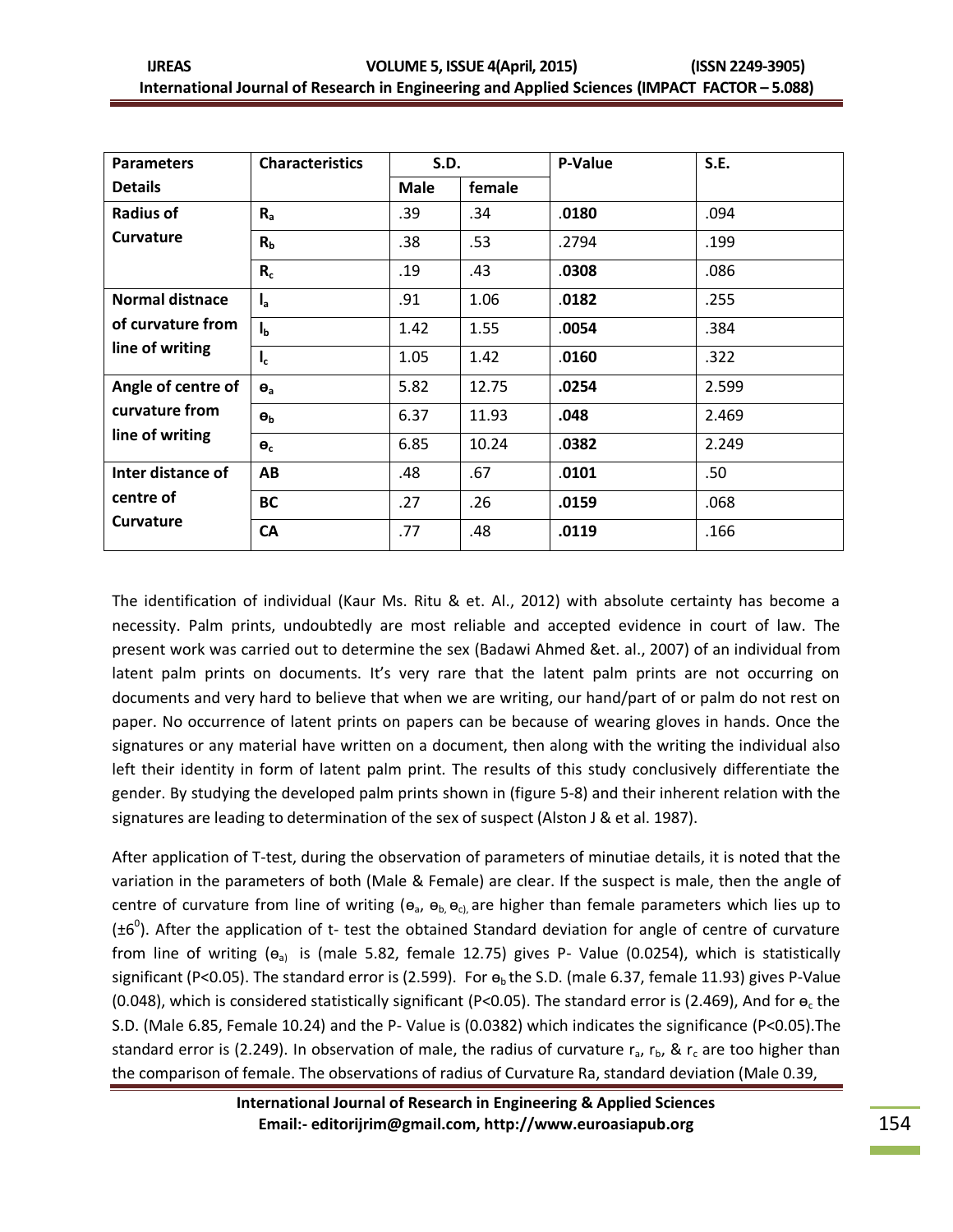| Parameters Details | Characteristics | S.D. | | P-Value | S.E. |
|---|---|---|---|---|---|
| | | Male | female | | |
| **Radius of Curvature** | $R_a$ | .39 | .34 | **.0180** | .094 |
| | $R_b$ | .38 | .53 | .2794 | .199 |
| | $R_c$ | .19 | .43 | **.0308** | .086 |
| **Normal distnace of curvature from line of writing** | $l_a$ | .91 | 1.06 | **.0182** | .255 |
| | $l_b$ | 1.42 | 1.55 | **.0054** | .384 |
| | $l_c$ | 1.05 | 1.42 | **.0160** | .322 |
| **Angle of centre of curvature from line of writing** | $\theta_a$ | 5.82 | 12.75 | **.0254** | 2.599 |
| | $\theta_b$ | 6.37 | 11.93 | **.048** | 2.469 |
| | $\theta_c$ | 6.85 | 10.24 | **.0382** | 2.249 |
| **Inter distance of centre of Curvature** | **AB** | .48 | .67 | **.0101** | .50 |
| | **BC** | .27 | .26 | **.0159** | .068 |
| | **CA** | .77 | .48 | **.0119** | .166 |

The identification of individual (Kaur Ms. Ritu & et. Al., 2012) with absolute certainty has become a necessity. Palm prints, undoubtedly are most reliable and accepted evidence in court of law. The present work was carried out to determine the sex (Badawi Ahmed &et. al., 2007) of an individual from latent palm prints on documents. It's very rare that the latent palm prints are not occurring on documents and very hard to believe that when we are writing, our hand/part of or palm do not rest on paper. No occurrence of latent prints on papers can be because of wearing gloves in hands. Once the signatures or any material have written on a document, then along with the writing the individual also left their identity in form of latent palm print. The results of this study conclusively differentiate the gender. By studying the developed palm prints shown in (figure 5-8) and their inherent relation with the signatures are leading to determination of the sex of suspect (Alston J & et al. 1987).

After application of T-test, during the observation of parameters of minutiae details, it is noted that the variation in the parameters of both (Male & Female) are clear. If the suspect is male, then the angle of centre of curvature from line of writing ($\theta_a$, $\theta_b$, $\theta_c$), are higher than female parameters which lies up to ($\pm 6^0$). After the application of t- test the obtained Standard deviation for angle of centre of curvature from line of writing ($\theta_a$) is (male 5.82, female 12.75) gives P- Value (0.0254), which is statistically significant ($P<0.05$). The standard error is (2.599). For $\theta_b$ the S.D. (male 6.37, female 11.93) gives P-Value (0.048), which is considered statistically significant ($P<0.05$). The standard error is (2.469), And for $\theta_c$ the S.D. (Male 6.85, Female 10.24) and the P- Value is (0.0382) which indicates the significance ($P<0.05$).The standard error is (2.249). In observation of male, the radius of curvature $r_a$, $r_b$, & $r_c$ are too higher than the comparison of female. The observations of radius of Curvature Ra, standard deviation (Male 0.39,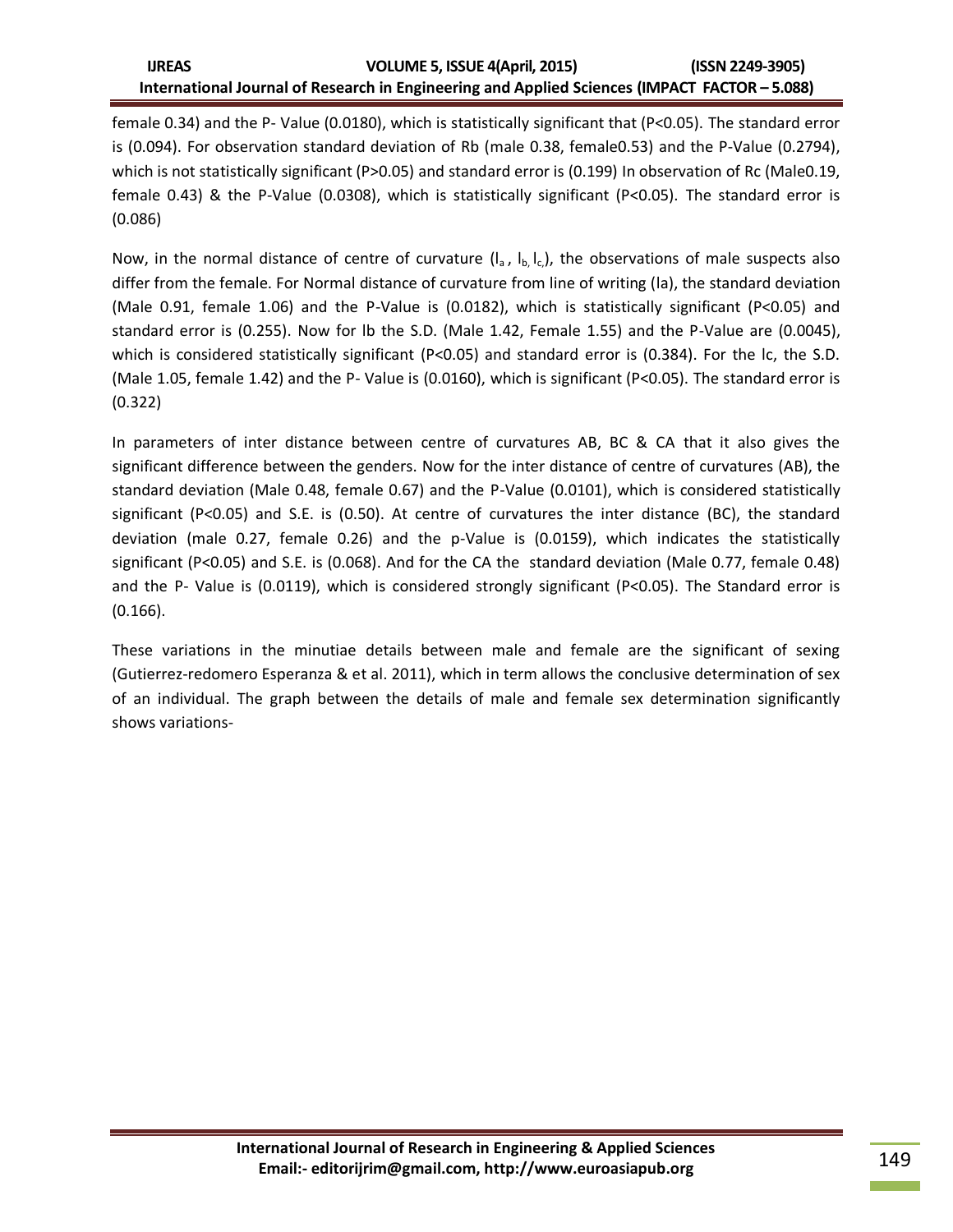female 0.34) and the P- Value (0.0180), which is statistically significant that (P<0.05). The standard error is (0.094). For observation standard deviation of Rb (male 0.38, female0.53) and the P-Value (0.2794), which is not statistically significant (P>0.05) and standard error is (0.199) In observation of Rc (Male0.19, female 0.43) & the P-Value (0.0308), which is statistically significant (P<0.05). The standard error is (0.086)

Now, in the normal distance of centre of curvature ($l_a$, $l_b$, $l_c$), the observations of male suspects also differ from the female. For Normal distance of curvature from line of writing (la), the standard deviation (Male 0.91, female 1.06) and the P-Value is (0.0182), which is statistically significant (P<0.05) and standard error is (0.255). Now for lb the S.D. (Male 1.42, Female 1.55) and the P-Value are (0.0045), which is considered statistically significant (P<0.05) and standard error is (0.384). For the lc, the S.D. (Male 1.05, female 1.42) and the P- Value is (0.0160), which is significant (P<0.05). The standard error is (0.322)

In parameters of inter distance between centre of curvatures AB, BC & CA that it also gives the significant difference between the genders. Now for the inter distance of centre of curvatures (AB), the standard deviation (Male 0.48, female 0.67) and the P-Value (0.0101), which is considered statistically significant (P<0.05) and S.E. is (0.50). At centre of curvatures the inter distance (BC), the standard deviation (male 0.27, female 0.26) and the p-Value is (0.0159), which indicates the statistically significant (P<0.05) and S.E. is (0.068). And for the CA the standard deviation (Male 0.77, female 0.48) and the P- Value is (0.0119), which is considered strongly significant (P<0.05). The Standard error is (0.166).

These variations in the minutiae details between male and female are the significant of sexing (Gutierrez-redomero Esperanza & et al. 2011), which in term allows the conclusive determination of sex of an individual. The graph between the details of male and female sex determination significantly shows variations-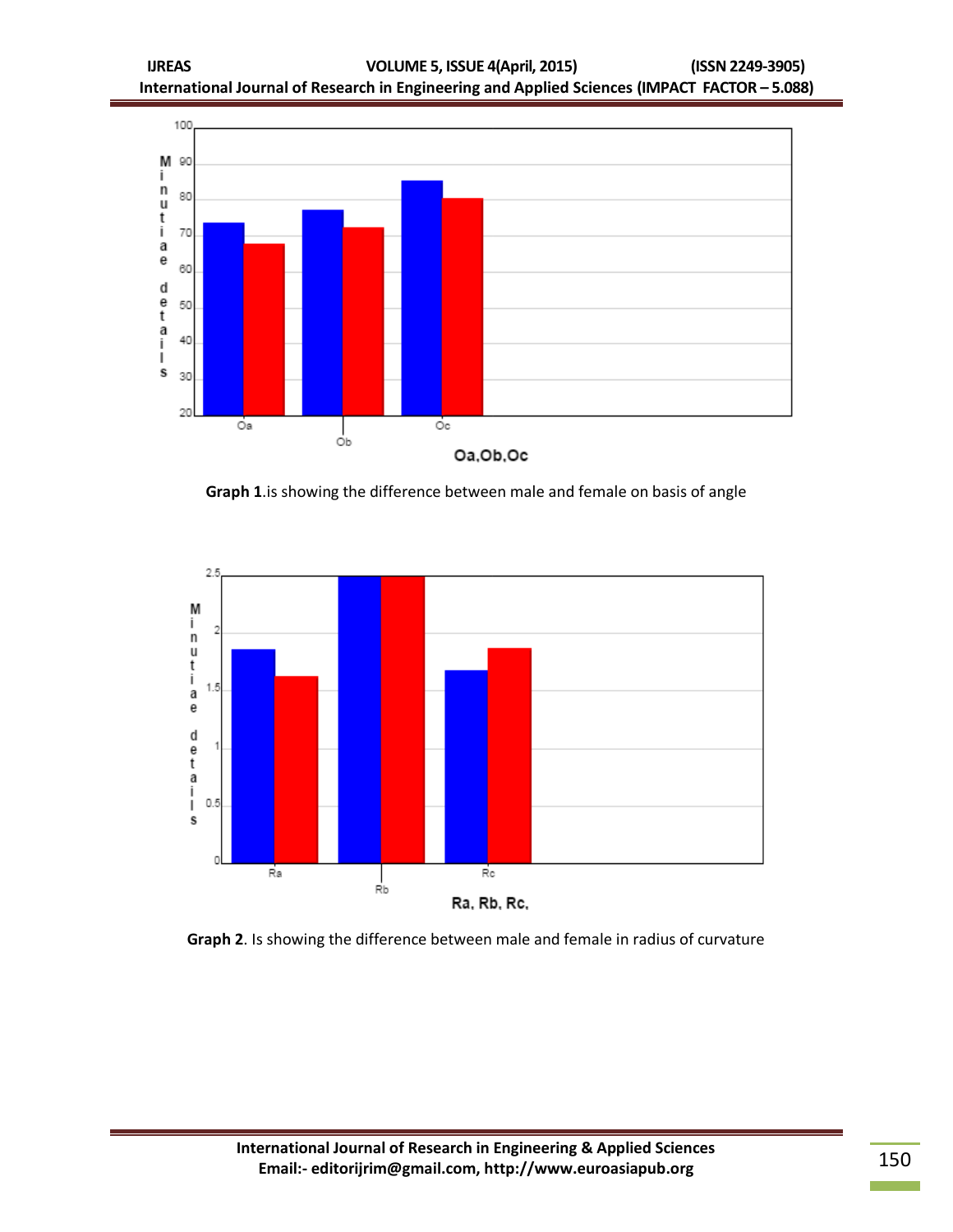**Graph 1**.is showing the difference between male and female on basis of angle

**Graph 2**. Is showing the difference between male and female in radius of curvature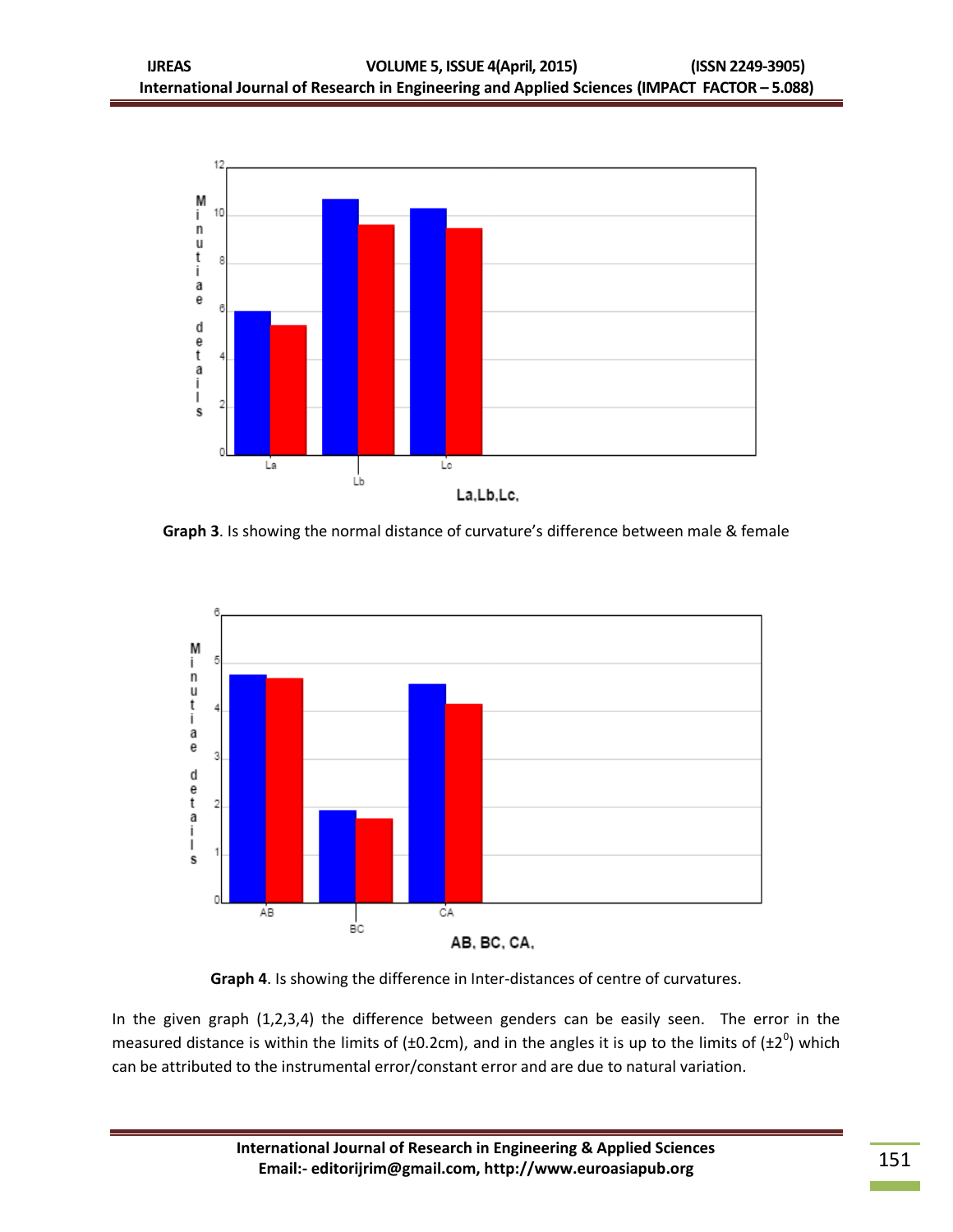**Graph 3**. Is showing the normal distance of curvature's difference between male & female

**Graph 4**. Is showing the difference in Inter-distances of centre of curvatures.

In the given graph (1,2,3,4) the difference between genders can be easily seen. The error in the measured distance is within the limits of (±0.2cm), and in the angles it is up to the limits of (±2$^0$) which can be attributed to the instrumental error/constant error and are due to natural variation.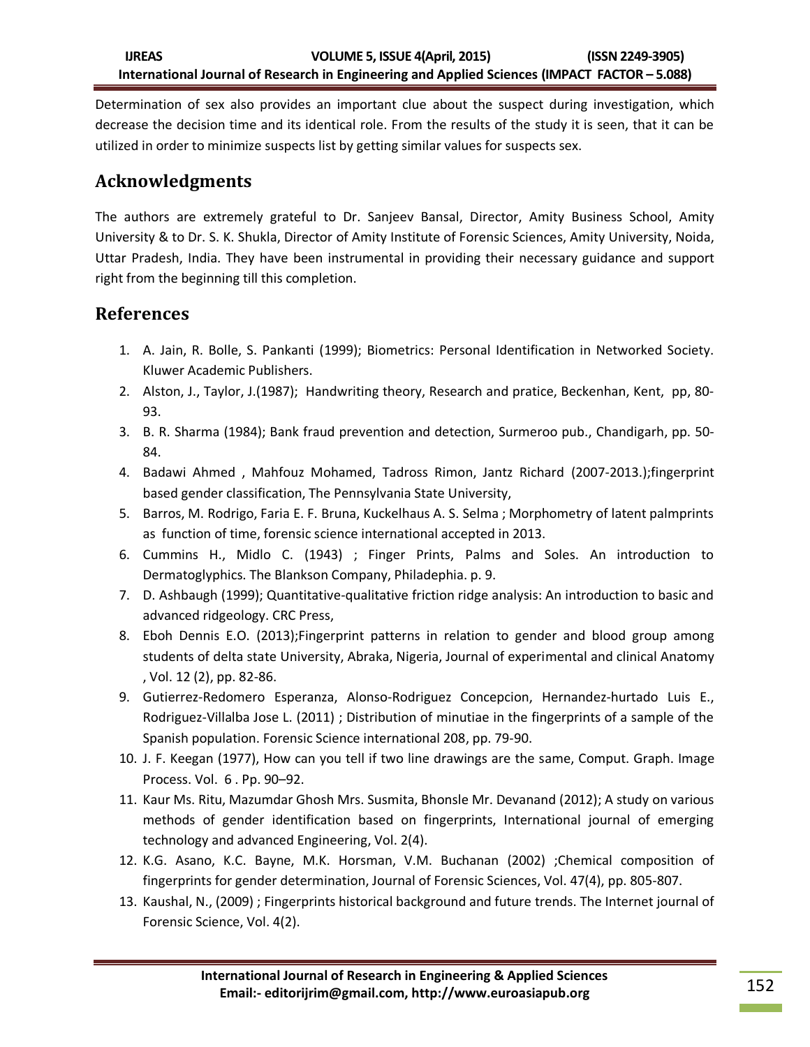Determination of sex also provides an important clue about the suspect during investigation, which decrease the decision time and its identical role. From the results of the study it is seen, that it can be utilized in order to minimize suspects list by getting similar values for suspects sex.

## Acknowledgments

The authors are extremely grateful to Dr. Sanjeev Bansal, Director, Amity Business School, Amity University & to Dr. S. K. Shukla, Director of Amity Institute of Forensic Sciences, Amity University, Noida, Uttar Pradesh, India. They have been instrumental in providing their necessary guidance and support right from the beginning till this completion.

## References

1. A. Jain, R. Bolle, S. Pankanti (1999); Biometrics: Personal Identification in Networked Society. Kluwer Academic Publishers.
2. Alston, J., Taylor, J.(1987); Handwriting theory, Research and pratice, Beckenhan, Kent, pp, 80-93.
3. B. R. Sharma (1984); Bank fraud prevention and detection, Surmeroo pub., Chandigarh, pp. 50-84.
4. Badawi Ahmed , Mahfouz Mohamed, Tadross Rimon, Jantz Richard (2007-2013.);fingerprint based gender classification, The Pennsylvania State University,
5. Barros, M. Rodrigo, Faria E. F. Bruna, Kuckelhaus A. S. Selma ; Morphometry of latent palmprints as function of time, forensic science international accepted in 2013.
6. Cummins H., Midlo C. (1943) ; Finger Prints, Palms and Soles. An introduction to Dermatoglyphics. The Blankson Company, Philadephia. p. 9.
7. D. Ashbaugh (1999); Quantitative-qualitative friction ridge analysis: An introduction to basic and advanced ridgeology. CRC Press,
8. Eboh Dennis E.O. (2013);Fingerprint patterns in relation to gender and blood group among students of delta state University, Abraka, Nigeria, Journal of experimental and clinical Anatomy , Vol. 12 (2), pp. 82-86.
9. Gutierrez-Redomero Esperanza, Alonso-Rodriguez Concepcion, Hernandez-hurtado Luis E., Rodriguez-Villalba Jose L. (2011) ; Distribution of minutiae in the fingerprints of a sample of the Spanish population. Forensic Science international 208, pp. 79-90.
10. J. F. Keegan (1977), How can you tell if two line drawings are the same, Comput. Graph. Image Process. Vol. 6 . Pp. 90–92.
11. Kaur Ms. Ritu, Mazumdar Ghosh Mrs. Susmita, Bhonsle Mr. Devanand (2012); A study on various methods of gender identification based on fingerprints, International journal of emerging technology and advanced Engineering, Vol. 2(4).
12. K.G. Asano, K.C. Bayne, M.K. Horsman, V.M. Buchanan (2002) ;Chemical composition of fingerprints for gender determination, Journal of Forensic Sciences, Vol. 47(4), pp. 805-807.
13. Kaushal, N., (2009) ; Fingerprints historical background and future trends. The Internet journal of Forensic Science, Vol. 4(2).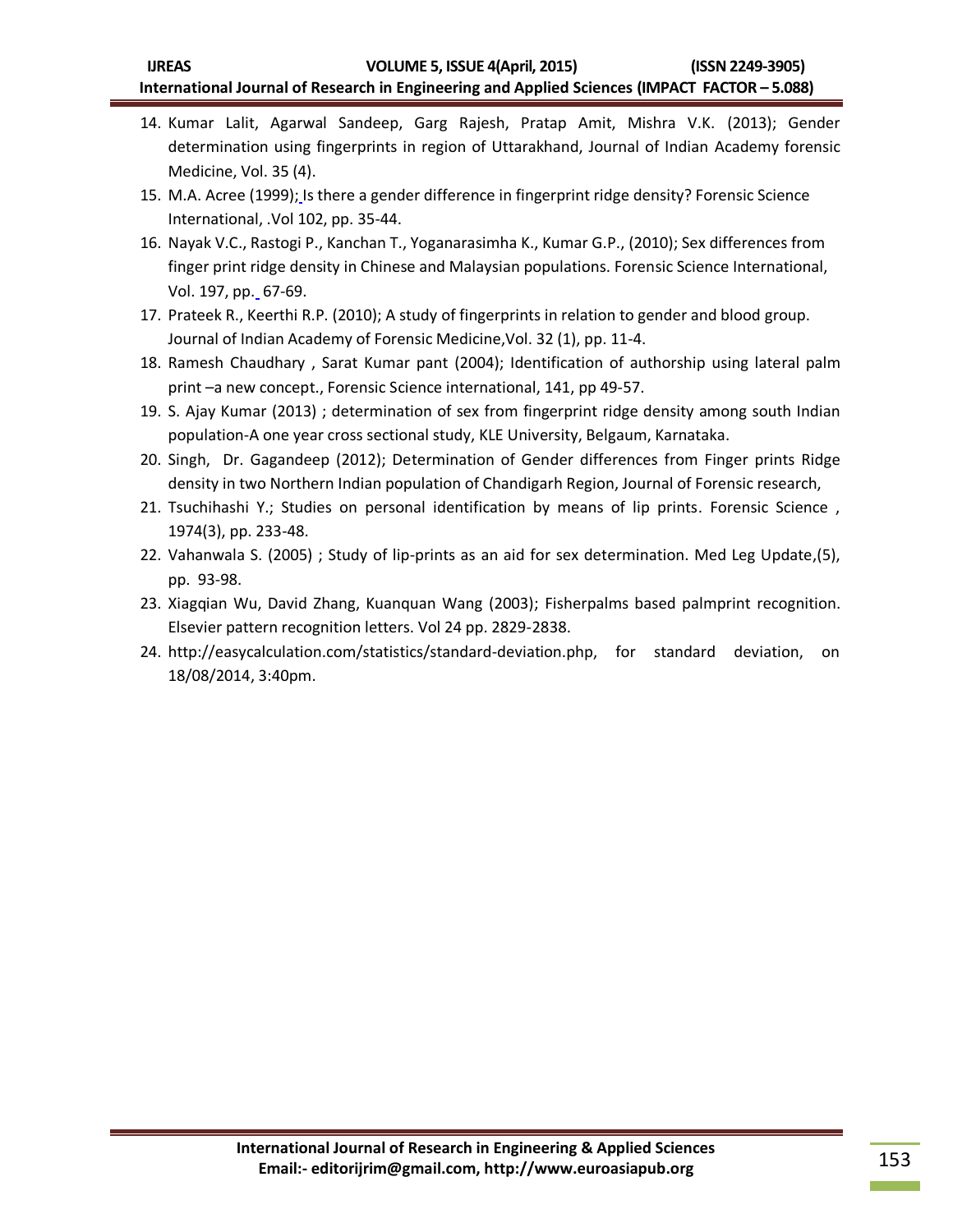14. Kumar Lalit, Agarwal Sandeep, Garg Rajesh, Pratap Amit, Mishra V.K. (2013); Gender determination using fingerprints in region of Uttarakhand, Journal of Indian Academy forensic Medicine, Vol. 35 (4).
15. M.A. Acree (1999); Is there a gender difference in fingerprint ridge density? Forensic Science International, .Vol 102, pp. 35-44.
16. Nayak V.C., Rastogi P., Kanchan T., Yoganarasimha K., Kumar G.P., (2010); Sex differences from finger print ridge density in Chinese and Malaysian populations. Forensic Science International, Vol. 197, pp. 67-69.
17. Prateek R., Keerthi R.P. (2010); A study of fingerprints in relation to gender and blood group. Journal of Indian Academy of Forensic Medicine,Vol. 32 (1), pp. 11-4.
18. Ramesh Chaudhary , Sarat Kumar pant (2004); Identification of authorship using lateral palm print –a new concept., Forensic Science international, 141, pp 49-57.
19. S. Ajay Kumar (2013) ; determination of sex from fingerprint ridge density among south Indian population-A one year cross sectional study, KLE University, Belgaum, Karnataka.
20. Singh, Dr. Gagandeep (2012); Determination of Gender differences from Finger prints Ridge density in two Northern Indian population of Chandigarh Region, Journal of Forensic research,
21. Tsuchihashi Y.; Studies on personal identification by means of lip prints. Forensic Science , 1974(3), pp. 233-48.
22. Vahanwala S. (2005) ; Study of lip-prints as an aid for sex determination. Med Leg Update,(5), pp. 93-98.
23. Xiagqian Wu, David Zhang, Kuanquan Wang (2003); Fisherpalms based palmprint recognition. Elsevier pattern recognition letters. Vol 24 pp. 2829-2838.
24. http://easycalculation.com/statistics/standard-deviation.php, for standard deviation, on 18/08/2014, 3:40pm.